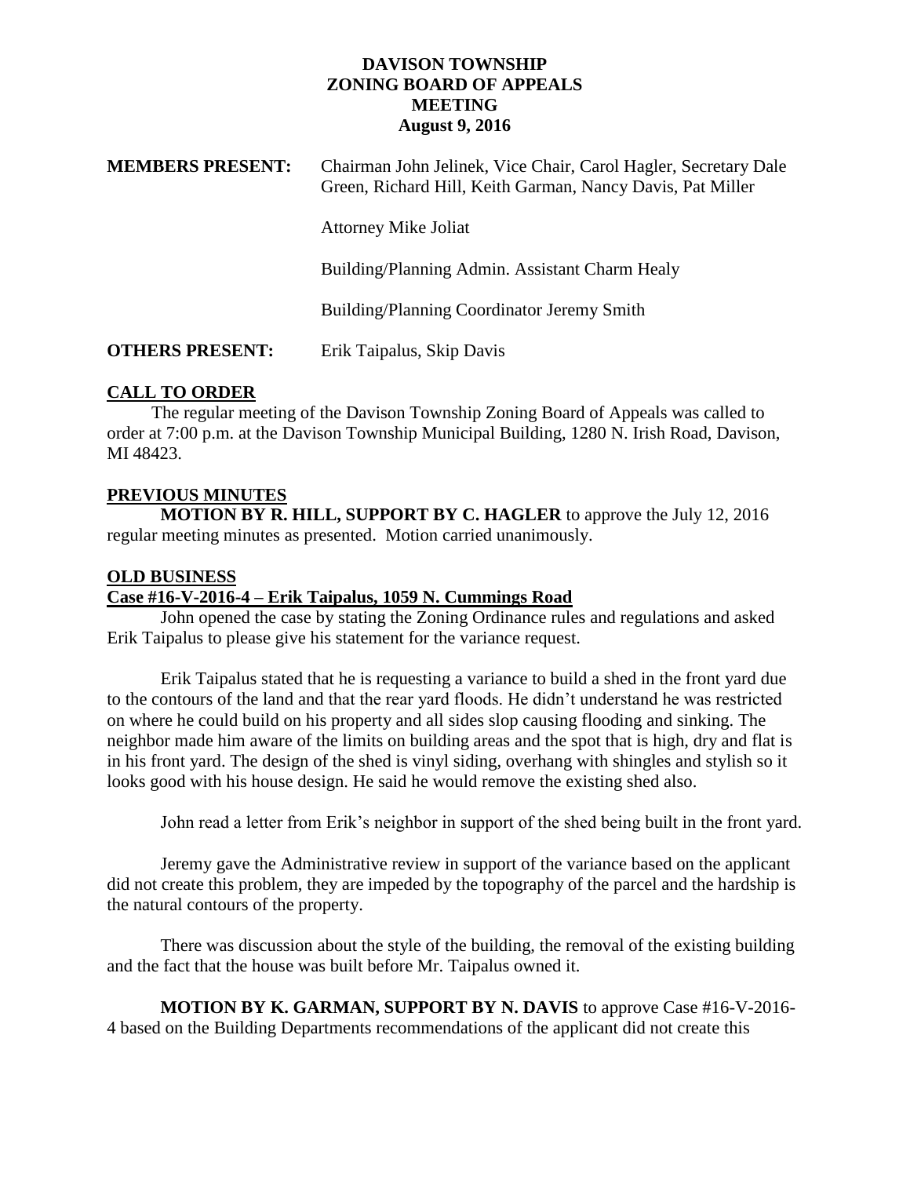# DAVISON TOWNSHIP
## ZONING BOARD OF APPEALS
## MEETING
## August 9, 2016

**MEMBERS PRESENT:** Chairman John Jelinek, Vice Chair, Carol Hagler, Secretary Dale Green, Richard Hill, Keith Garman, Nancy Davis, Pat Miller

Attorney Mike Joliat

Building/Planning Admin. Assistant Charm Healy

Building/Planning Coordinator Jeremy Smith

**OTHERS PRESENT:** Erik Taipalus, Skip Davis

## CALL TO ORDER

The regular meeting of the Davison Township Zoning Board of Appeals was called to order at 7:00 p.m. at the Davison Township Municipal Building, 1280 N. Irish Road, Davison, MI 48423.

## PREVIOUS MINUTES

**MOTION BY R. HILL, SUPPORT BY C. HAGLER** to approve the July 12, 2016 regular meeting minutes as presented. Motion carried unanimously.

## OLD BUSINESS

### Case #16-V-2016-4 – Erik Taipalus, 1059 N. Cummings Road

John opened the case by stating the Zoning Ordinance rules and regulations and asked Erik Taipalus to please give his statement for the variance request.

Erik Taipalus stated that he is requesting a variance to build a shed in the front yard due to the contours of the land and that the rear yard floods. He didn't understand he was restricted on where he could build on his property and all sides slop causing flooding and sinking. The neighbor made him aware of the limits on building areas and the spot that is high, dry and flat is in his front yard. The design of the shed is vinyl siding, overhang with shingles and stylish so it looks good with his house design. He said he would remove the existing shed also.

John read a letter from Erik's neighbor in support of the shed being built in the front yard.

Jeremy gave the Administrative review in support of the variance based on the applicant did not create this problem, they are impeded by the topography of the parcel and the hardship is the natural contours of the property.

There was discussion about the style of the building, the removal of the existing building and the fact that the house was built before Mr. Taipalus owned it.

**MOTION BY K. GARMAN, SUPPORT BY N. DAVIS** to approve Case #16-V-2016-4 based on the Building Departments recommendations of the applicant did not create this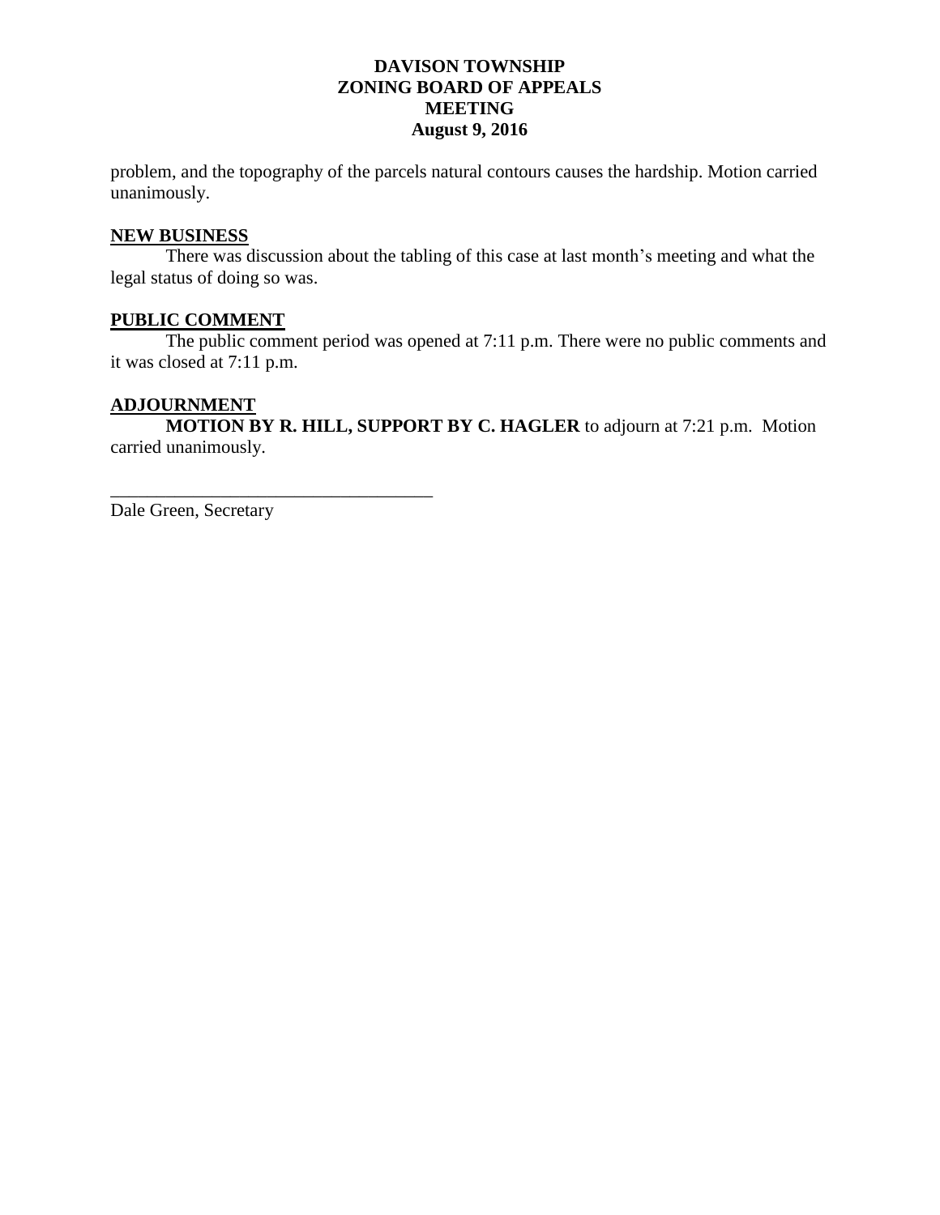problem, and the topography of the parcels natural contours causes the hardship. Motion carried unanimously.

**NEW BUSINESS**

There was discussion about the tabling of this case at last month's meeting and what the legal status of doing so was.

**PUBLIC COMMENT**

The public comment period was opened at 7:11 p.m. There were no public comments and it was closed at 7:11 p.m.

**ADJOURNMENT**

**MOTION BY R. HILL, SUPPORT BY C. HAGLER** to adjourn at 7:21 p.m. Motion carried unanimously.

___________________________________

Dale Green, Secretary